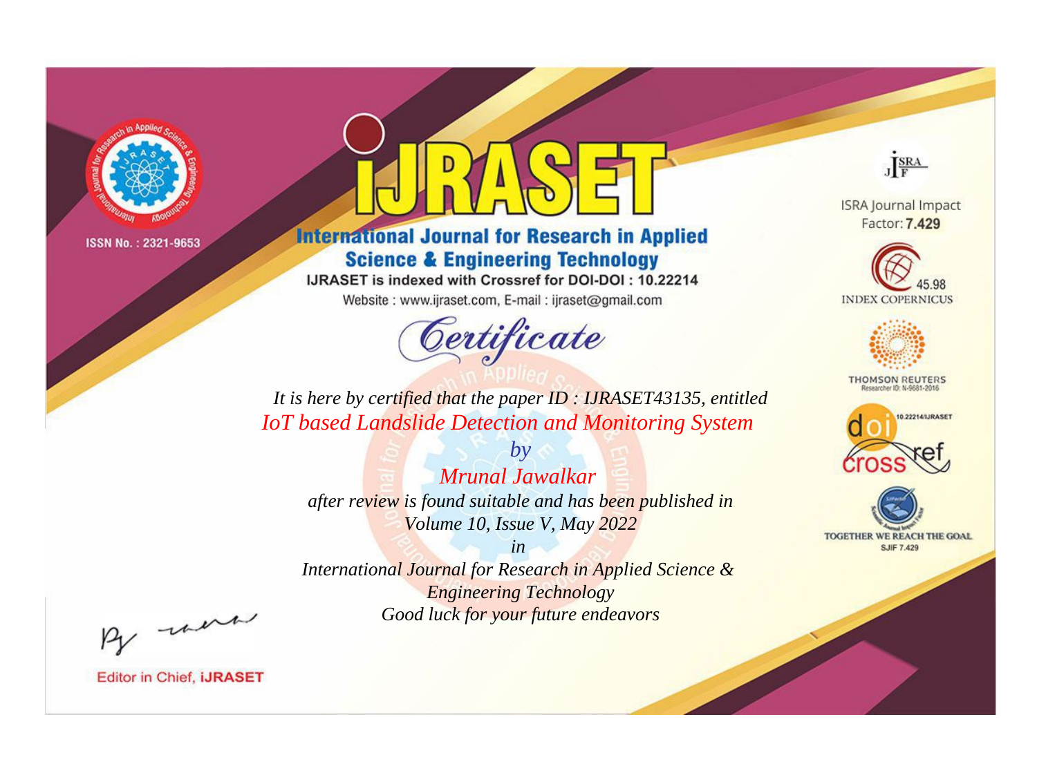ISSN No. : 2321-9653

# IJRASET

## International Journal for Research in Applied Science & Engineering Technology

IJRASET is indexed with Crossref for DOI-DOI : 10.22214

Website : www.ijraset.com, E-mail : ijraset@gmail.com

ISRA Journal Impact Factor: **7.429**

45.98 INDEX COPERNICUS

THOMSON REUTERS Researcher ID: N-9681-2016

10.22214/IJRASET

TOGETHER WE REACH THE GOAL SJIF 7.429

# *Certificate*

*It is here by certified that the paper ID : IJRASET43135, entitled*

*IoT based Landslide Detection and Monitoring System*

*by*

*Mrunal Jawalkar*

*after review is found suitable and has been published in*
*Volume 10, Issue V, May 2022*

*in*

*International Journal for Research in Applied Science & Engineering Technology*

*Good luck for your future endeavors*

Editor in Chief, **IJRASET**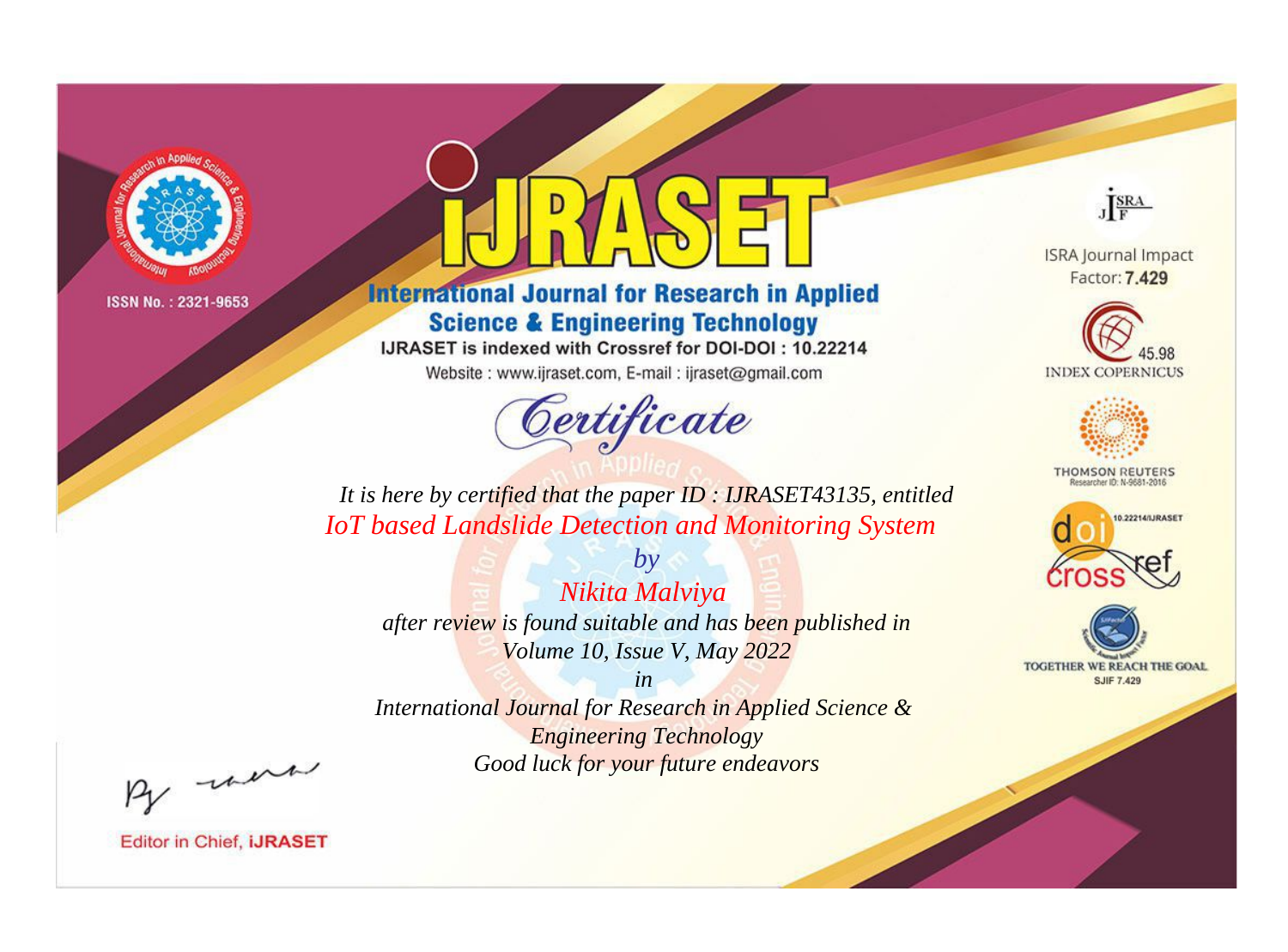ISSN No. : 2321-9653

# iJRASET

## International Journal for Research in Applied Science & Engineering Technology

IJRASET is indexed with Crossref for DOI-DOI : 10.22214

Website : www.ijraset.com, E-mail : ijraset@gmail.com

*Certificate*

*It is here by certified that the paper ID : IJRASET43135, entitled*

*IoT based Landslide Detection and Monitoring System*

*by*

*Nikita Malviya*

*after review is found suitable and has been published in*

*Volume 10, Issue V, May 2022*

*in*

*International Journal for Research in Applied Science & Engineering Technology*

*Good luck for your future endeavors*

ISRA Journal Impact Factor: **7.429**

45.98 INDEX COPERNICUS

THOMSON REUTERS Researcher ID: N-9681-2016

10.22214/IJRASET

TOGETHER WE REACH THE GOAL SJIF 7.429

Editor in Chief, **iJRASET**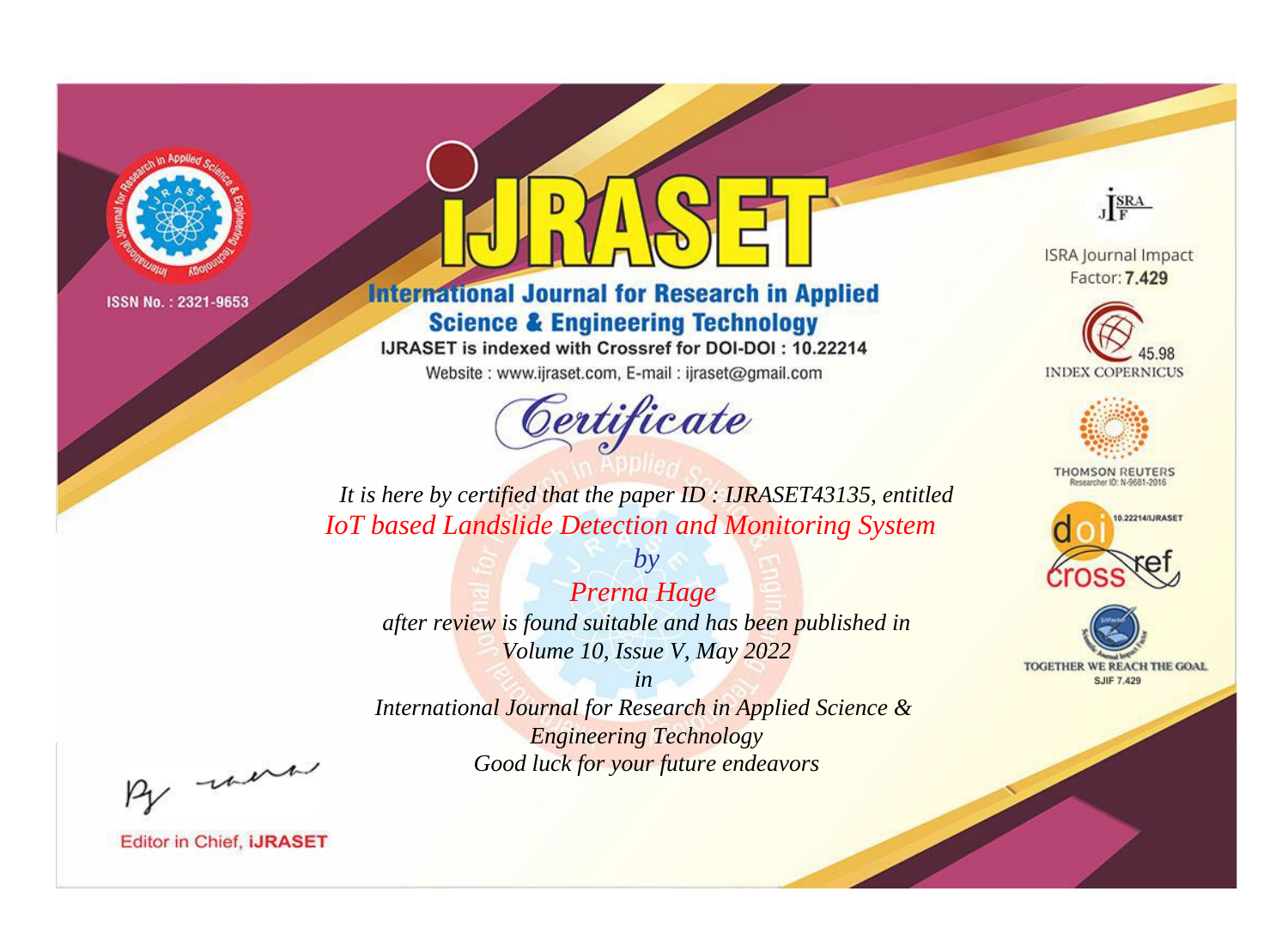ISSN No. : 2321-9653

# iJRASET

## International Journal for Research in Applied Science & Engineering Technology

IJRASET is indexed with Crossref for DOI-DOI : 10.22214

Website : www.ijraset.com, E-mail : ijraset@gmail.com

*Certificate*

*It is here by certified that the paper ID : IJRASET43135, entitled*

*IoT based Landslide Detection and Monitoring System*

*by*

*Prerna Hage*

*after review is found suitable and has been published in*

*Volume 10, Issue V, May 2022*

*in*

*International Journal for Research in Applied Science & Engineering Technology*

*Good luck for your future endeavors*

ISRA Journal Impact Factor: **7.429**

45.98 INDEX COPERNICUS

THOMSON REUTERS Researcher ID: N-9681-2016

10.22214/IJRASET

TOGETHER WE REACH THE GOAL SJIF 7.429

Editor in Chief, **iJRASET**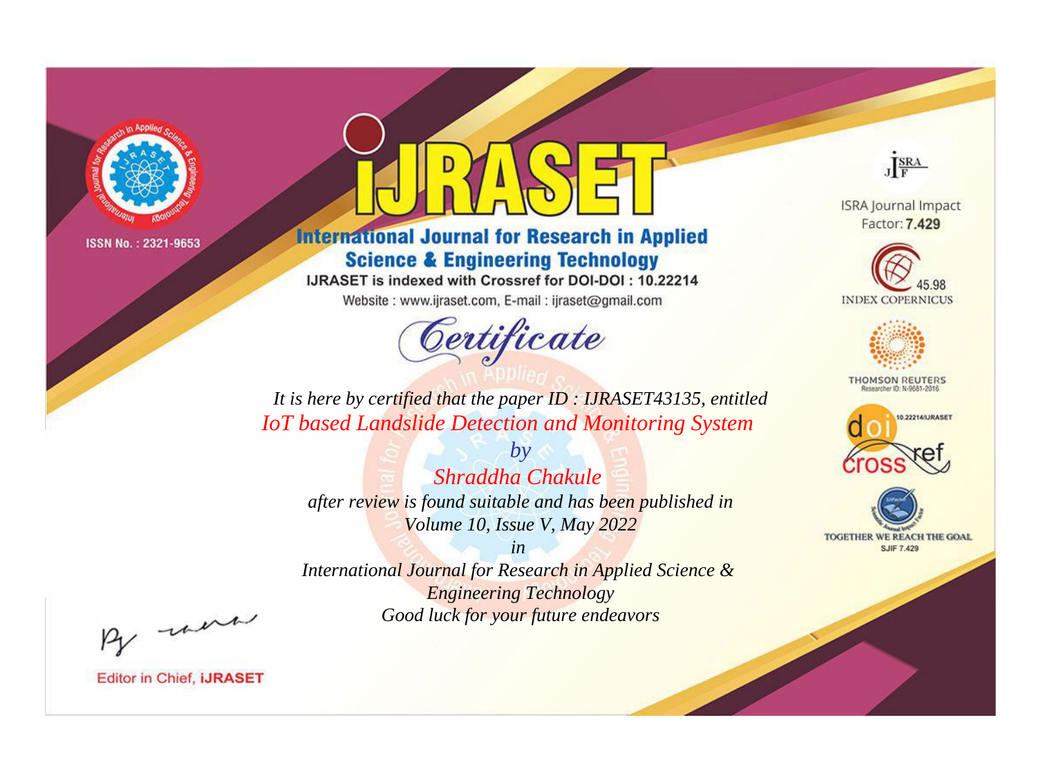ISSN No. : 2321-9653

# iJRASET

## International Journal for Research in Applied Science & Engineering Technology

IJRASET is indexed with Crossref for DOI-DOI : 10.22214

Website : www.ijraset.com, E-mail : ijraset@gmail.com

ISRA Journal Impact Factor: **7.429**

45.98 INDEX COPERNICUS

THOMSON REUTERS Researcher ID: N-9681-2016

10.22214/IJRASET

TOGETHER WE REACH THE GOAL SJIF 7.429

*Certificate*

*It is here by certified that the paper ID : IJRASET43135, entitled*

*IoT based Landslide Detection and Monitoring System*

*by*

*Shraddha Chakule*

*after review is found suitable and has been published in*

*Volume 10, Issue V, May 2022*

*in*

*International Journal for Research in Applied Science & Engineering Technology*

*Good luck for your future endeavors*

Editor in Chief, **iJRASET**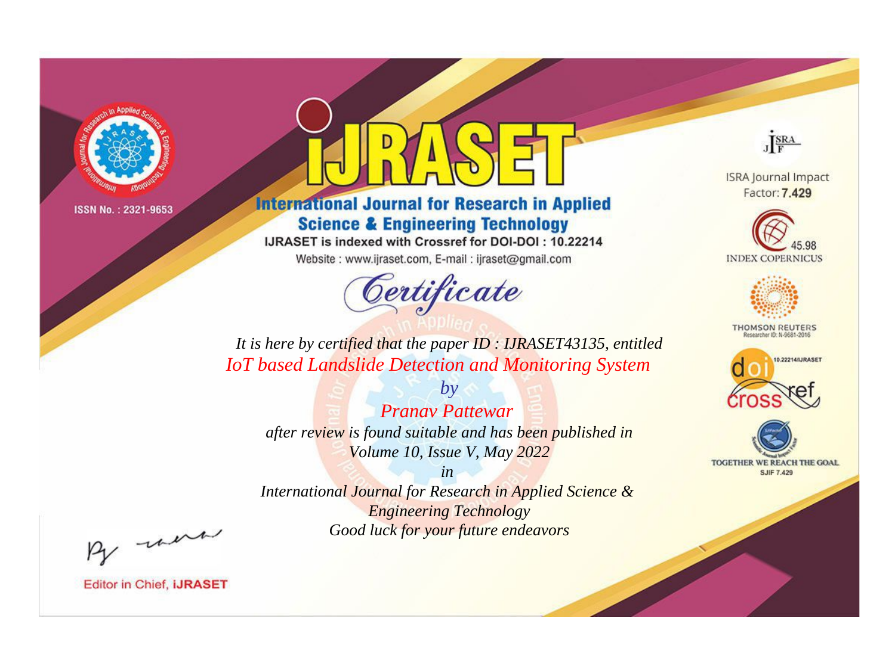ISSN No. : 2321-9653

# IJRASET

## International Journal for Research in Applied Science & Engineering Technology

IJRASET is indexed with Crossref for DOI-DOI : 10.22214

Website : www.ijraset.com, E-mail : ijraset@gmail.com

ISRA Journal Impact Factor: **7.429**

45.98 INDEX COPERNICUS

THOMSON REUTERS Researcher ID: N-9681-2016

10.22214/IJRASET

TOGETHER WE REACH THE GOAL SJIF 7.429

*Certificate*

*It is here by certified that the paper ID : IJRASET43135, entitled*

*IoT based Landslide Detection and Monitoring System*

*by*

*Pranav Pattewar*

*after review is found suitable and has been published in*

*Volume 10, Issue V, May 2022*

*in*

*International Journal for Research in Applied Science & Engineering Technology*

*Good luck for your future endeavors*

Editor in Chief, **iJRASET**